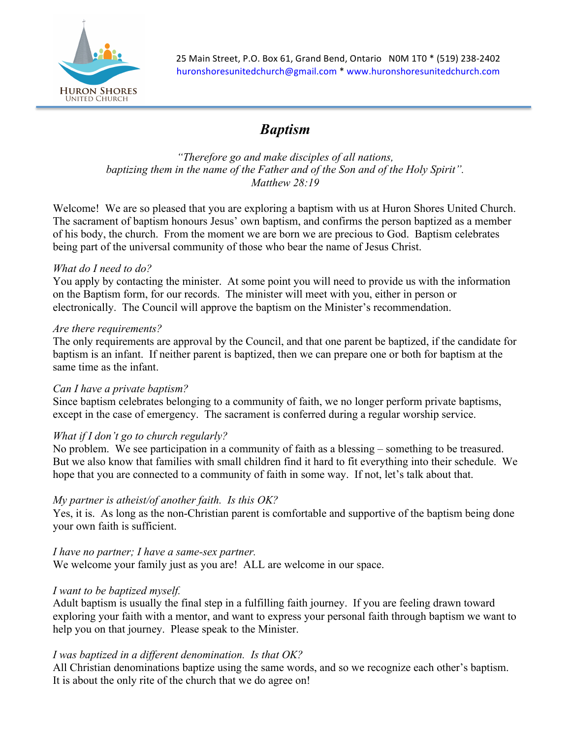HURON SHORES
UNITED CHURCH

25 Main Street, P.O. Box 61, Grand Bend, Ontario N0M 1T0 * (519) 238-2402
huronshoresunitedchurch@gmail.com * www.huronshoresunitedchurch.com

# *Baptism*

*"Therefore go and make disciples of all nations,
baptizing them in the name of the Father and of the Son and of the Holy Spirit".
Matthew 28:19*

Welcome! We are so pleased that you are exploring a baptism with us at Huron Shores United Church. The sacrament of baptism honours Jesus' own baptism, and confirms the person baptized as a member of his body, the church. From the moment we are born we are precious to God. Baptism celebrates being part of the universal community of those who bear the name of Jesus Christ.

*What do I need to do?*
You apply by contacting the minister. At some point you will need to provide us with the information on the Baptism form, for our records. The minister will meet with you, either in person or electronically. The Council will approve the baptism on the Minister's recommendation.

*Are there requirements?*
The only requirements are approval by the Council, and that one parent be baptized, if the candidate for baptism is an infant. If neither parent is baptized, then we can prepare one or both for baptism at the same time as the infant.

*Can I have a private baptism?*
Since baptism celebrates belonging to a community of faith, we no longer perform private baptisms, except in the case of emergency. The sacrament is conferred during a regular worship service.

*What if I don't go to church regularly?*
No problem. We see participation in a community of faith as a blessing – something to be treasured. But we also know that families with small children find it hard to fit everything into their schedule. We hope that you are connected to a community of faith in some way. If not, let's talk about that.

*My partner is atheist/of another faith. Is this OK?*
Yes, it is. As long as the non-Christian parent is comfortable and supportive of the baptism being done your own faith is sufficient.

*I have no partner; I have a same-sex partner.*
We welcome your family just as you are! ALL are welcome in our space.

*I want to be baptized myself.*
Adult baptism is usually the final step in a fulfilling faith journey. If you are feeling drawn toward exploring your faith with a mentor, and want to express your personal faith through baptism we want to help you on that journey. Please speak to the Minister.

*I was baptized in a different denomination. Is that OK?*
All Christian denominations baptize using the same words, and so we recognize each other's baptism. It is about the only rite of the church that we do agree on!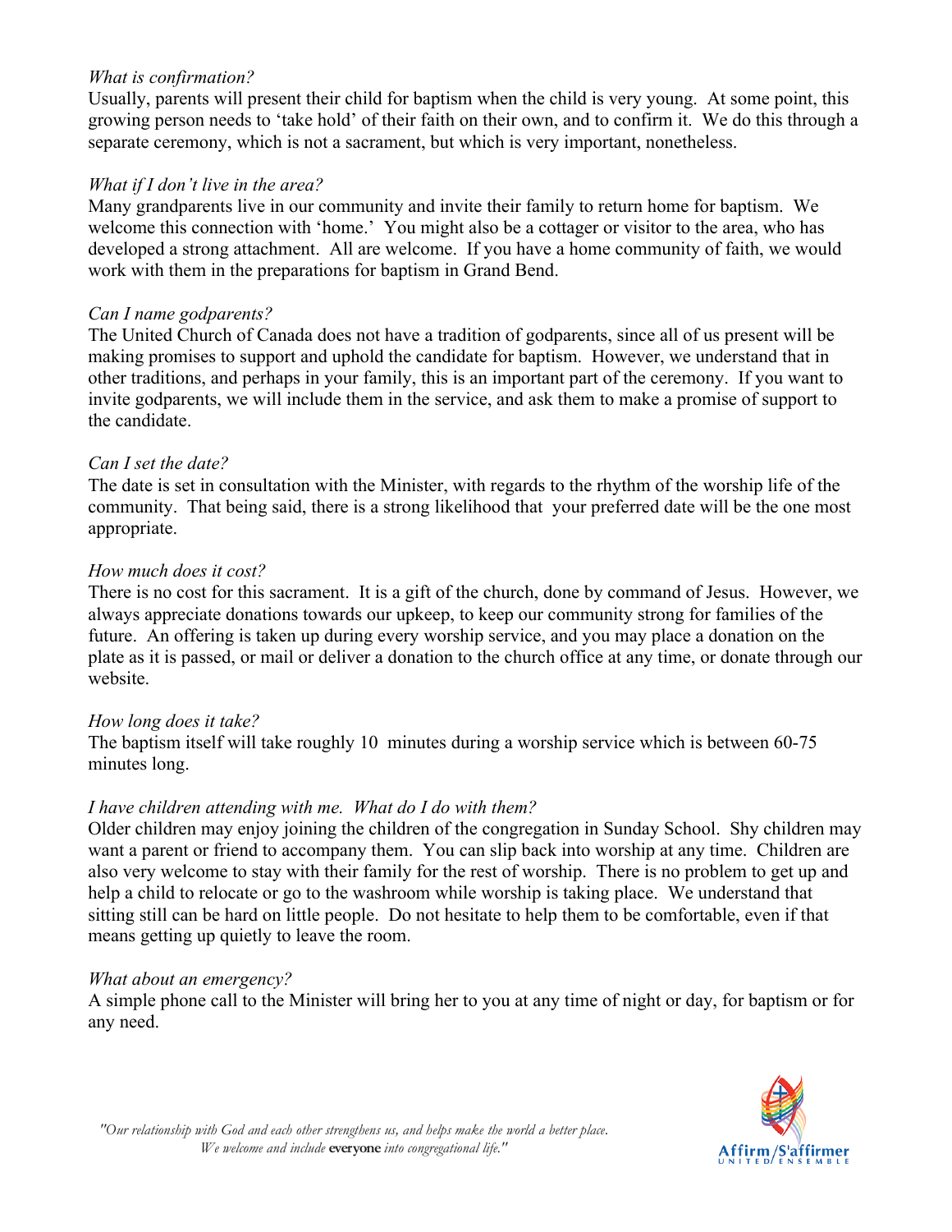*What is confirmation?*

Usually, parents will present their child for baptism when the child is very young. At some point, this growing person needs to 'take hold' of their faith on their own, and to confirm it. We do this through a separate ceremony, which is not a sacrament, but which is very important, nonetheless.

*What if I don't live in the area?*

Many grandparents live in our community and invite their family to return home for baptism. We welcome this connection with 'home.' You might also be a cottager or visitor to the area, who has developed a strong attachment. All are welcome. If you have a home community of faith, we would work with them in the preparations for baptism in Grand Bend.

*Can I name godparents?*

The United Church of Canada does not have a tradition of godparents, since all of us present will be making promises to support and uphold the candidate for baptism. However, we understand that in other traditions, and perhaps in your family, this is an important part of the ceremony. If you want to invite godparents, we will include them in the service, and ask them to make a promise of support to the candidate.

*Can I set the date?*

The date is set in consultation with the Minister, with regards to the rhythm of the worship life of the community. That being said, there is a strong likelihood that your preferred date will be the one most appropriate.

*How much does it cost?*

There is no cost for this sacrament. It is a gift of the church, done by command of Jesus. However, we always appreciate donations towards our upkeep, to keep our community strong for families of the future. An offering is taken up during every worship service, and you may place a donation on the plate as it is passed, or mail or deliver a donation to the church office at any time, or donate through our website.

*How long does it take?*

The baptism itself will take roughly 10 minutes during a worship service which is between 60-75 minutes long.

*I have children attending with me. What do I do with them?*

Older children may enjoy joining the children of the congregation in Sunday School. Shy children may want a parent or friend to accompany them. You can slip back into worship at any time. Children are also very welcome to stay with their family for the rest of worship. There is no problem to get up and help a child to relocate or go to the washroom while worship is taking place. We understand that sitting still can be hard on little people. Do not hesitate to help them to be comfortable, even if that means getting up quietly to leave the room.

*What about an emergency?*

A simple phone call to the Minister will bring her to you at any time of night or day, for baptism or for any need.

*"Our relationship with God and each other strengthens us, and helps make the world a better place. We welcome and include* **everyone** *into congregational life."*

Affirm/S'affirmer UNITED/ENSEMBLE